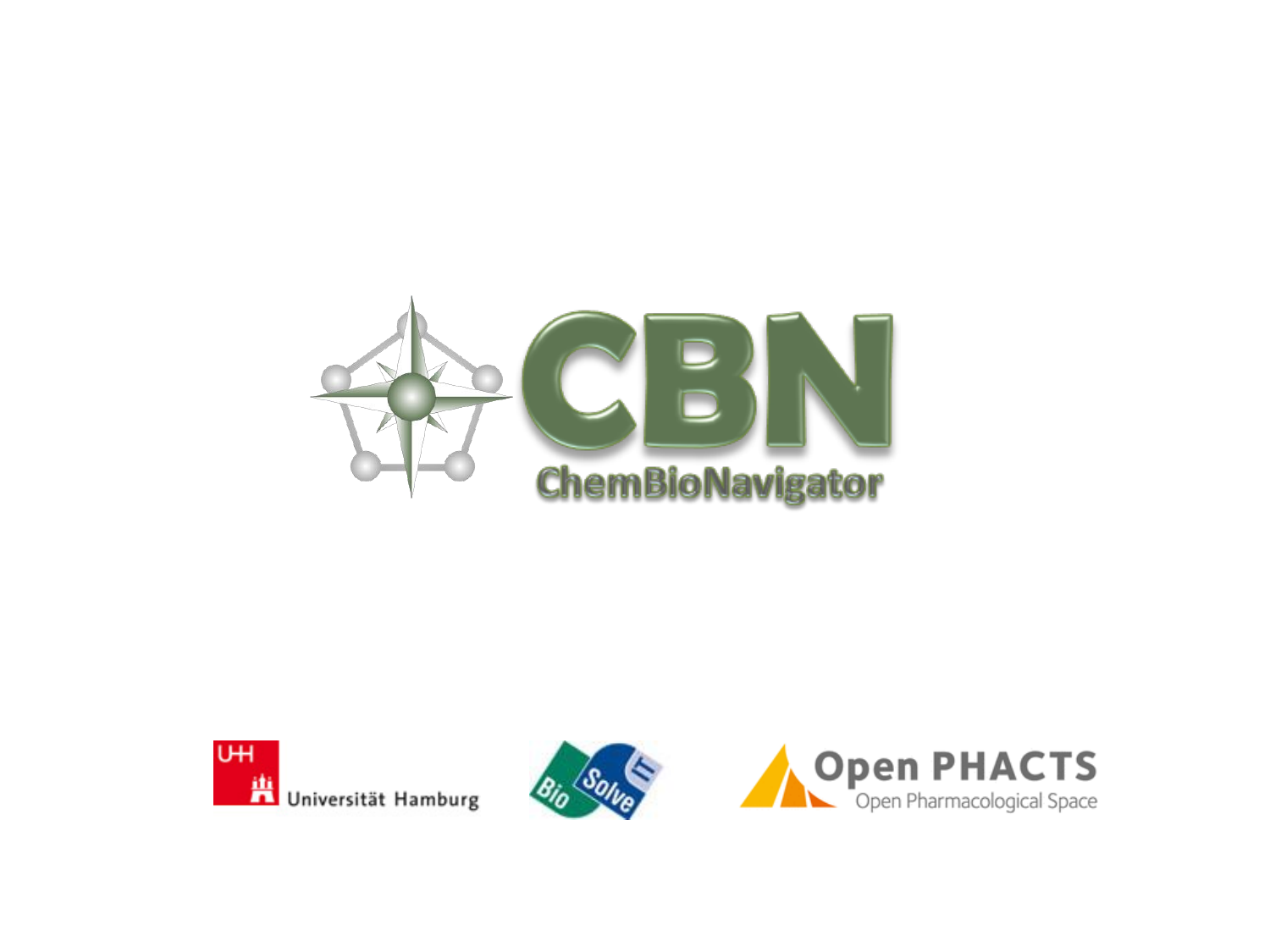# CBN

ChemBioNavigator

Universität Hamburg

Bio Solve IT

Open PHACTS

Open Pharmacological Space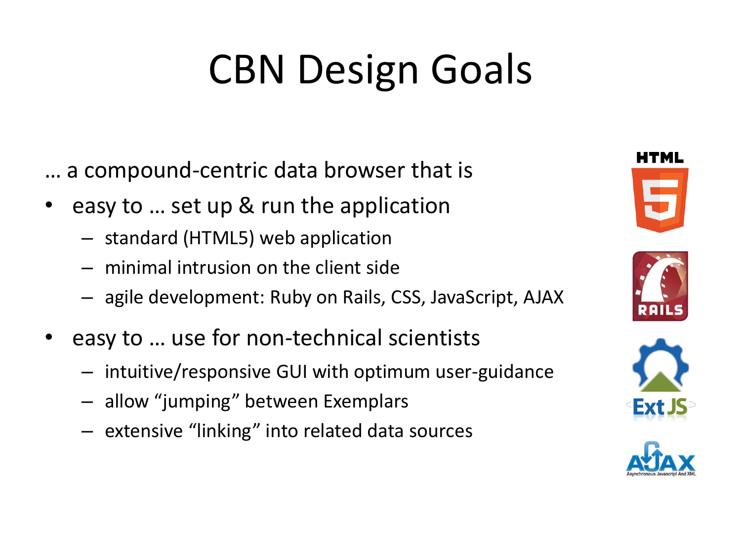# CBN Design Goals

… a compound-centric data browser that is

- easy to … set up & run the application
  - standard (HTML5) web application
  - minimal intrusion on the client side
  - agile development: Ruby on Rails, CSS, JavaScript, AJAX
- easy to … use for non-technical scientists
  - intuitive/responsive GUI with optimum user-guidance
  - allow "jumping" between Exemplars
  - extensive "linking" into related data sources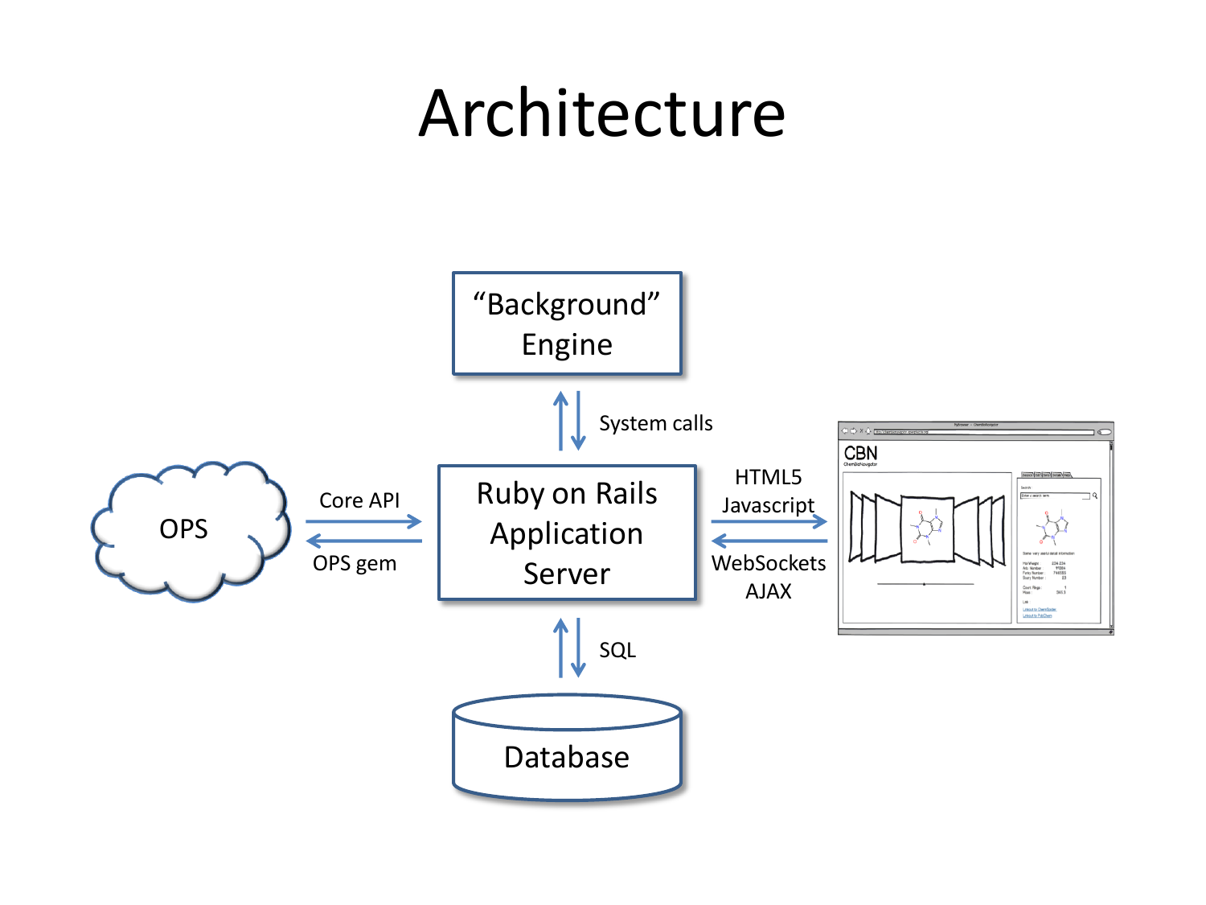# Architecture

"Background" Engine

System calls

OPS

Core API

OPS gem

Ruby on Rails Application Server

HTML5 Javascript

WebSockets AJAX

SQL

Database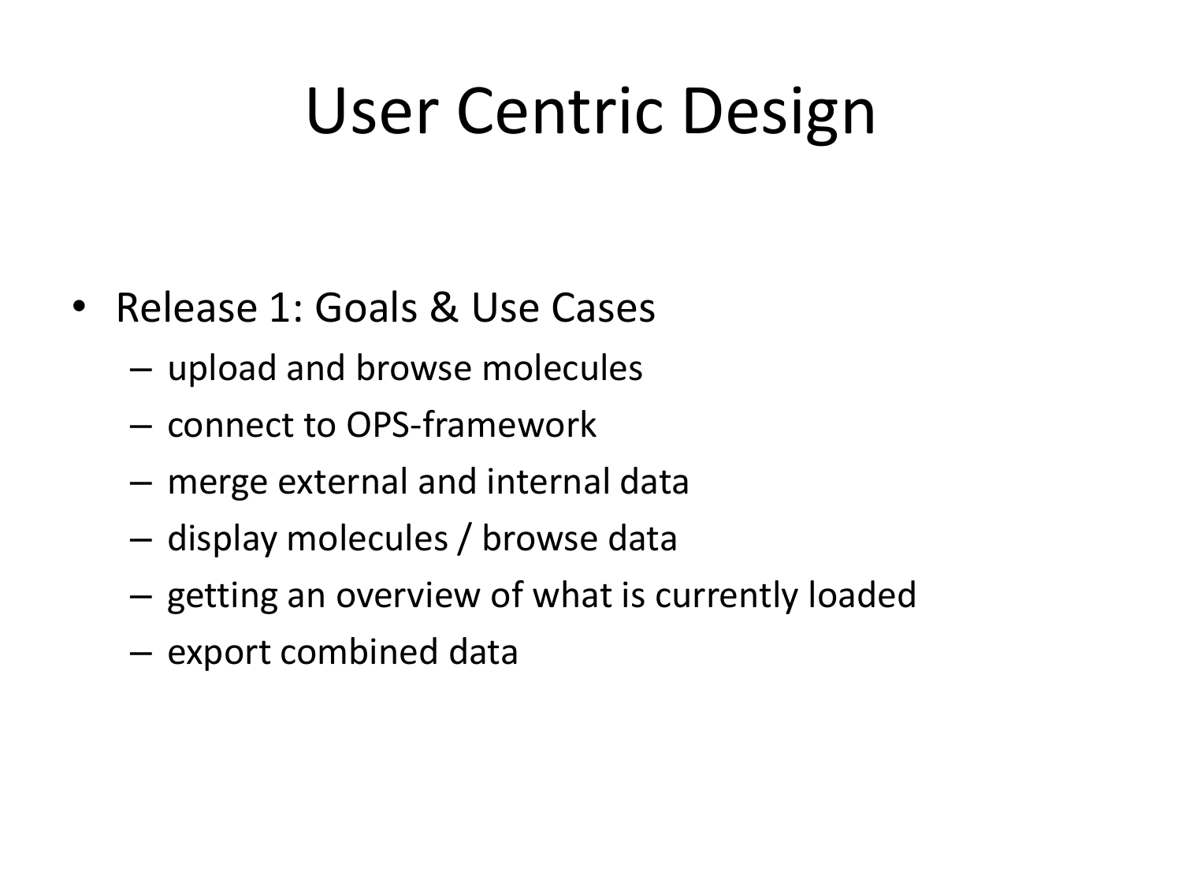# User Centric Design

- Release 1: Goals & Use Cases
  - upload and browse molecules
  - connect to OPS-framework
  - merge external and internal data
  - display molecules / browse data
  - getting an overview of what is currently loaded
  - export combined data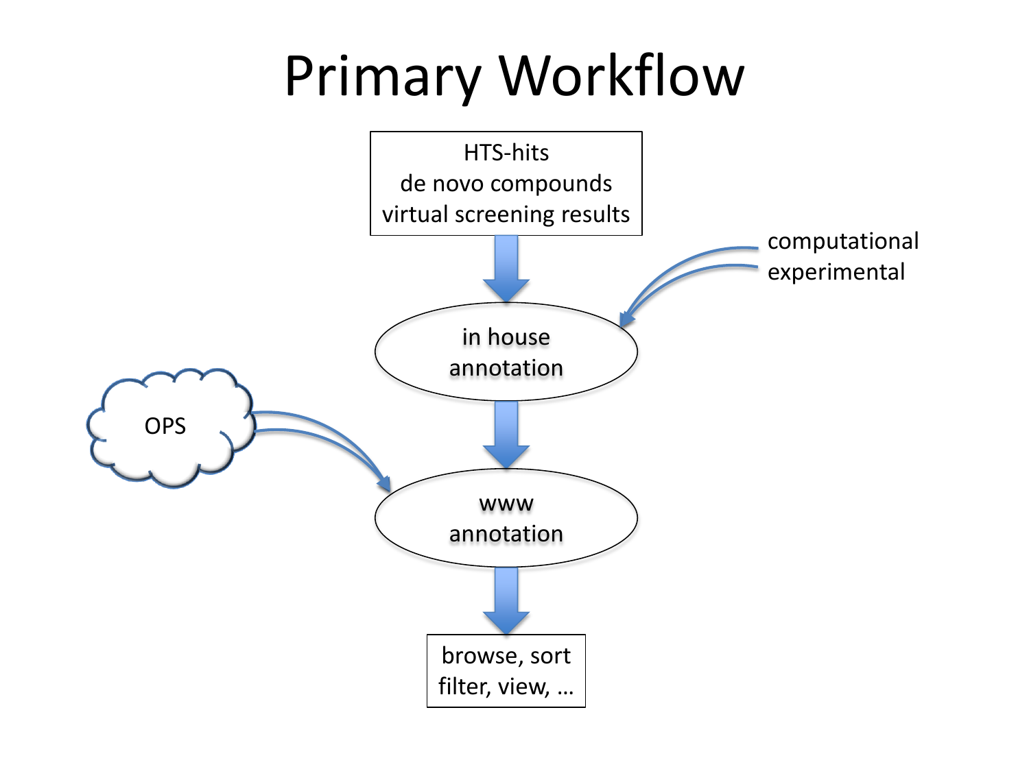# Primary Workflow

HTS-hits
de novo compounds
virtual screening results

in house
annotation

computational
experimental

OPS

www
annotation

browse, sort
filter, view, …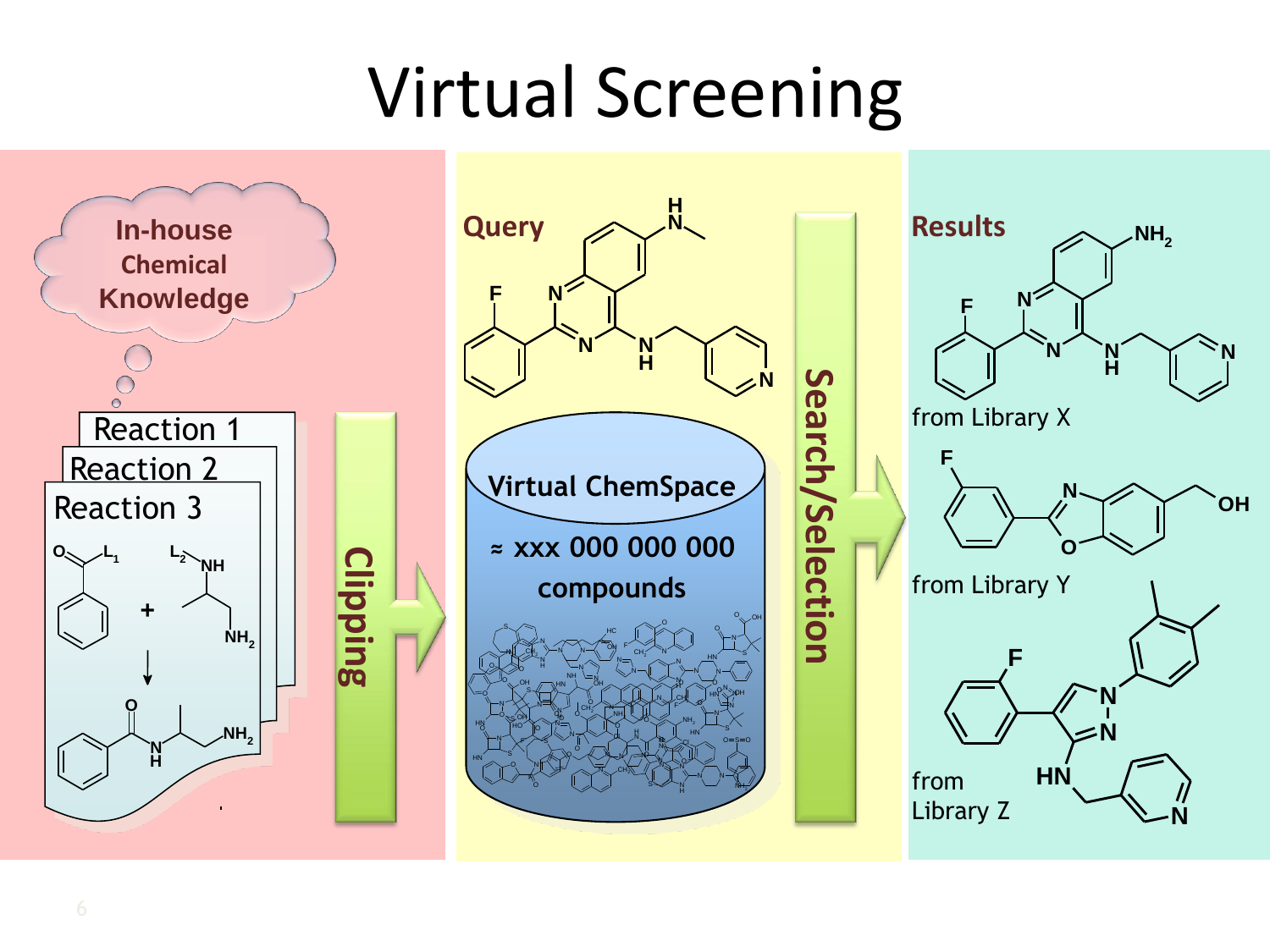# Virtual Screening

**In-house Chemical Knowledge**

Reaction 1

Reaction 2

Reaction 3

**Clipping**

**Query**

**Virtual ChemSpace**

**≈ xxx 000 000 000 compounds**

**Search/Selection**

**Results**

from Library X

from Library Y

from Library Z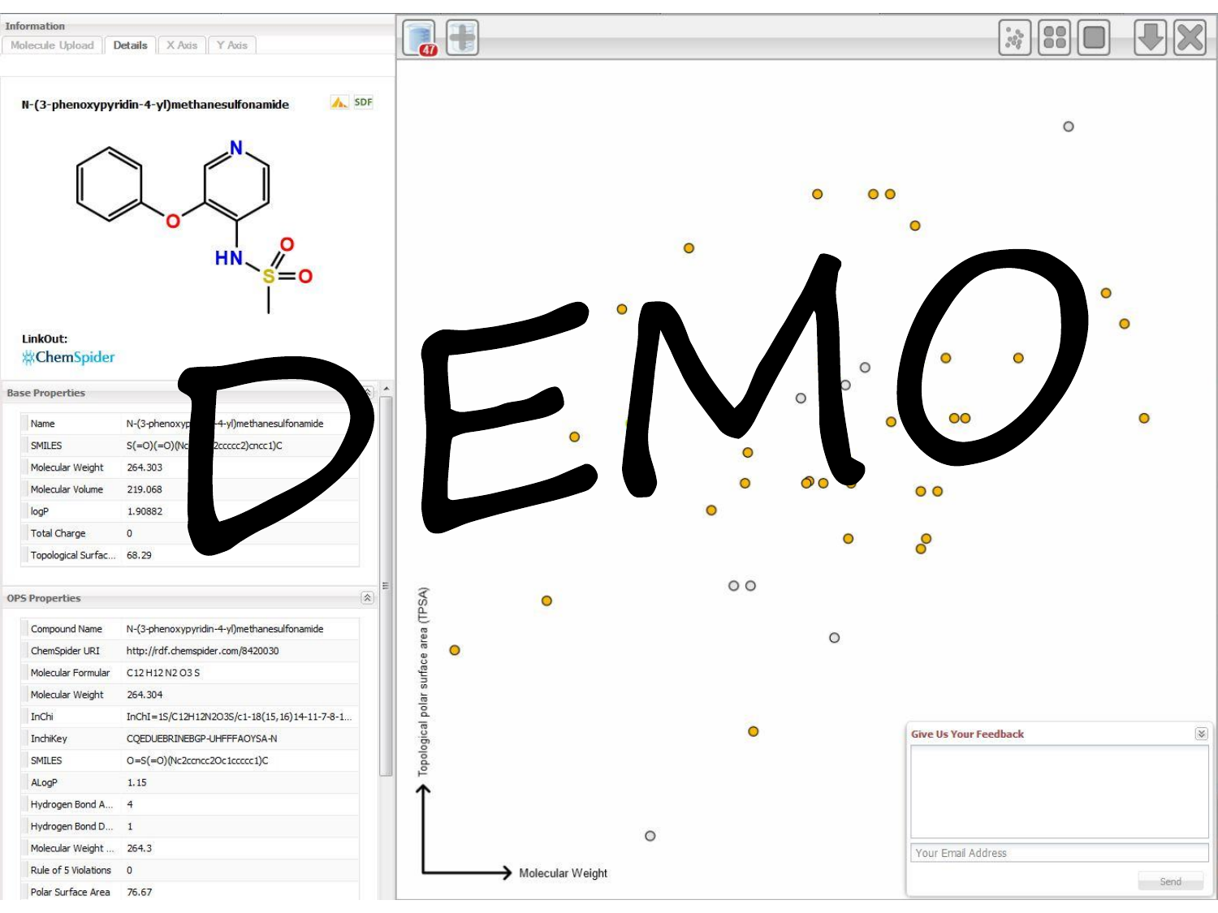Information

Molecule Upload | Details | X Axis | Y Axis

**N-(3-phenoxypyridin-4-yl)methanesulfonamide**

SDF

LinkOut:

ChemSpider

**Base Properties**

| | |
|---|---|
| Name | N-(3-phenoxyp...-4-yl)methanesulfonamide |
| SMILES | S(=O)(=O)(Nc...2ccccc2)cncc1)C |
| Molecular Weight | 264.303 |
| Molecular Volume | 219.068 |
| logP | 1.90882 |
| Total Charge | 0 |
| Topological Surfac... | 68.29 |

**OPS Properties**

| | |
|---|---|
| Compound Name | N-(3-phenoxypyridin-4-yl)methanesulfonamide |
| ChemSpider URI | http://rdf.chemspider.com/8420030 |
| Molecular Formular | C12 H12 N2 O3 S |
| Molecular Weight | 264.304 |
| InChi | InChI=1S/C12H12N2O3S/c1-18(15,16)14-11-7-8-1... |
| InchiKey | CQEDUEBRINEBGP-UHFFFAOYSA-N |
| SMILES | O=S(=O)(Nc2ccncc2Oc1ccccc1)C |
| ALogP | 1.15 |
| Hydrogen Bond A... | 4 |
| Hydrogen Bond D... | 1 |
| Molecular Weight ... | 264.3 |
| Rule of 5 Violations | 0 |
| Polar Surface Area | 76.67 |

DEMO

Topological polar surface area (TPSA)

Molecular Weight

**Give Us Your Feedback**

Your Email Address

Send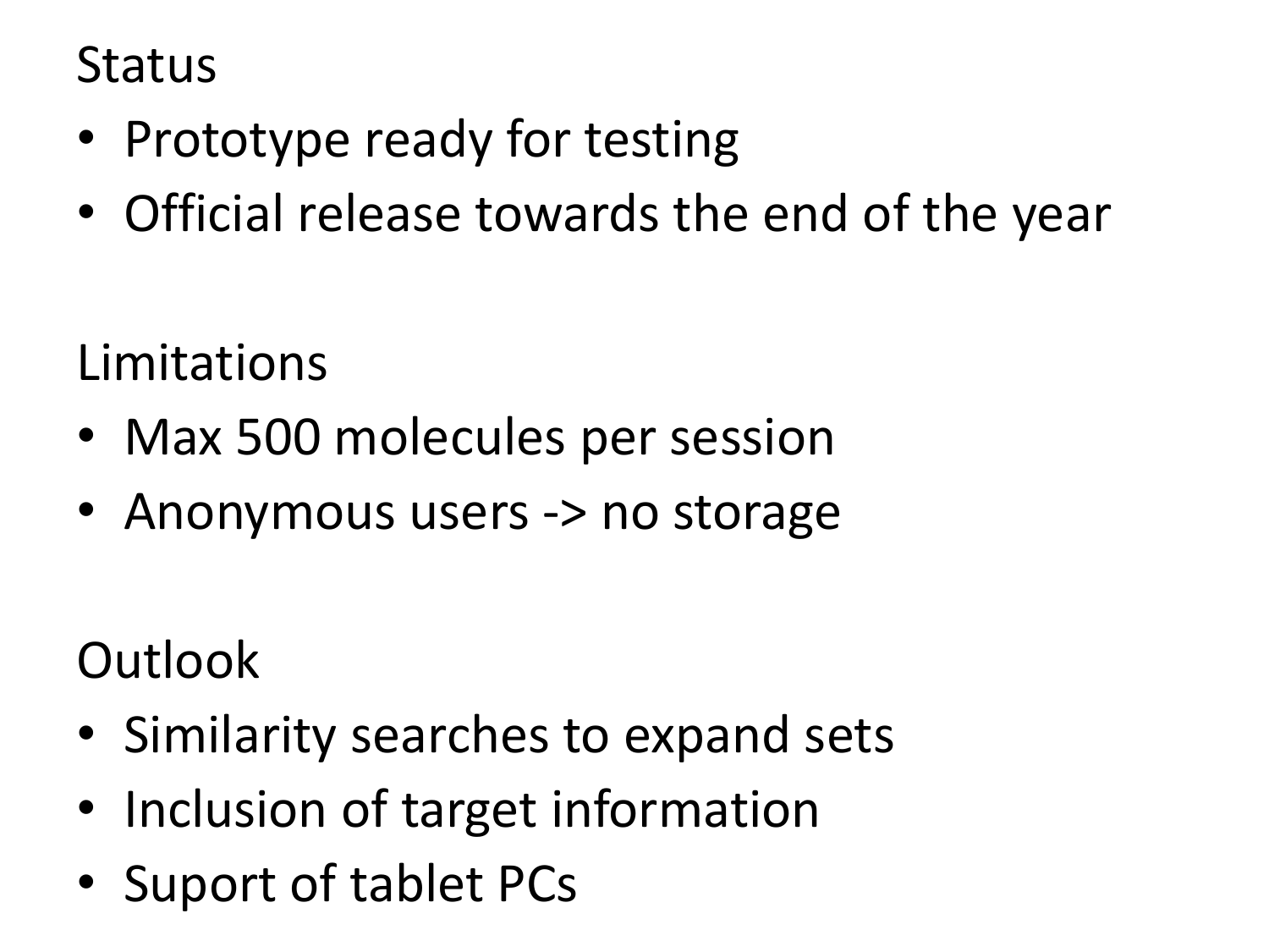## Status

- Prototype ready for testing
- Official release towards the end of the year

## Limitations

- Max 500 molecules per session
- Anonymous users -> no storage

## Outlook

- Similarity searches to expand sets
- Inclusion of target information
- Suport of tablet PCs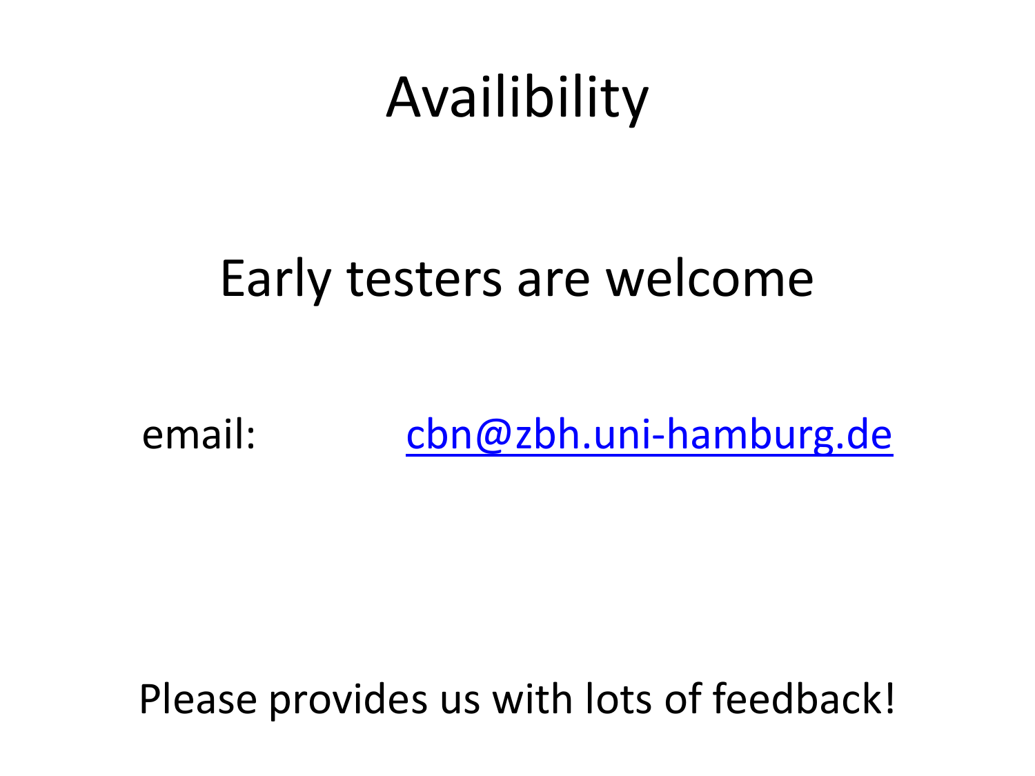# Availibility

Early testers are welcome

email: cbn@zbh.uni-hamburg.de

Please provides us with lots of feedback!